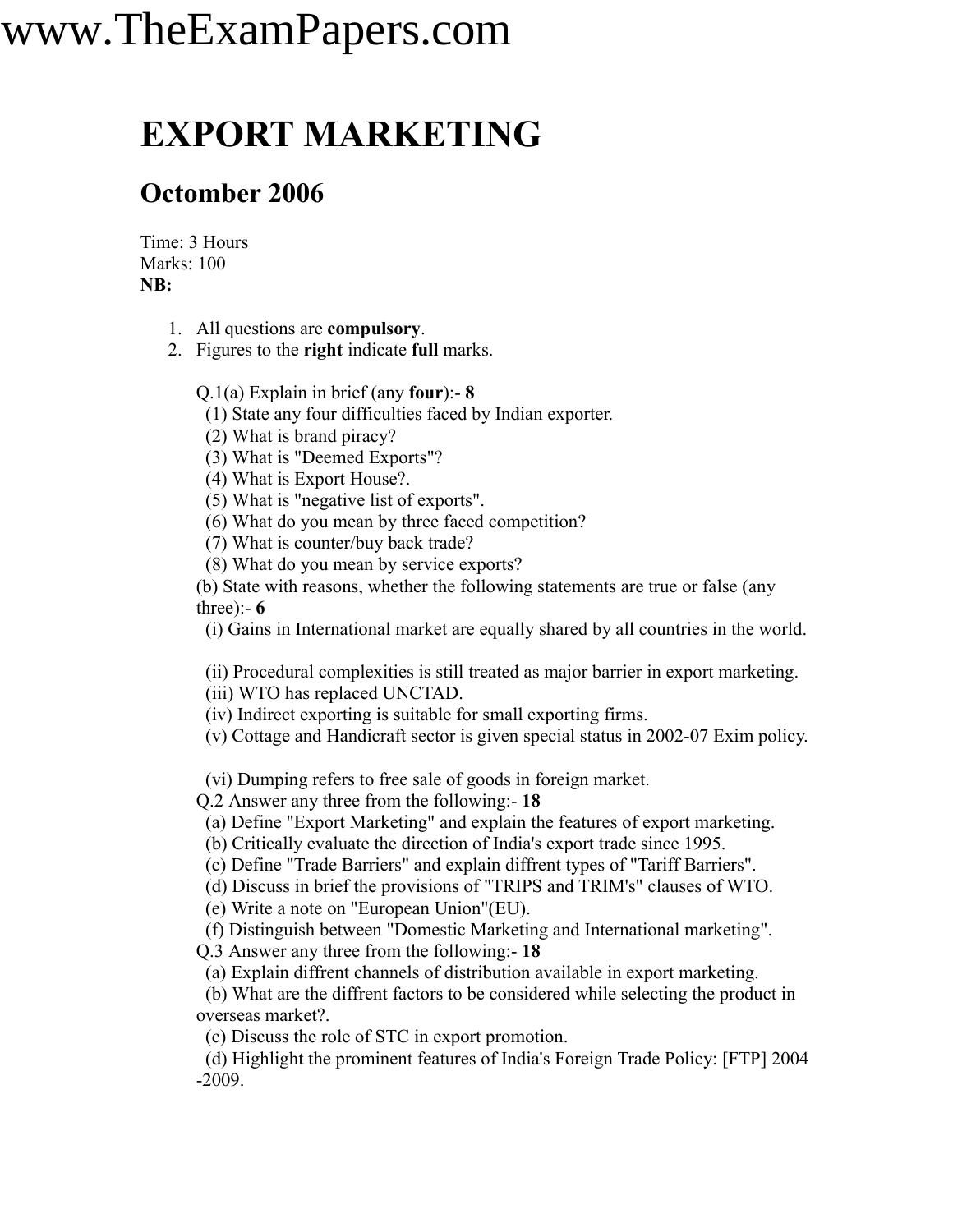# EXPORT MARKETING

## Octomber 2006

Time: 3 Hours
Marks: 100
**NB:**

1. All questions are **compulsory**.
2. Figures to the **right** indicate **full** marks.

Q.1(a) Explain in brief (any **four**):- **8**
(1) State any four difficulties faced by Indian exporter.
(2) What is brand piracy?
(3) What is "Deemed Exports"?
(4) What is Export House?.
(5) What is "negative list of exports".
(6) What do you mean by three faced competition?
(7) What is counter/buy back trade?
(8) What do you mean by service exports?

(b) State with reasons, whether the following statements are true or false (any three):- **6**
(i) Gains in International market are equally shared by all countries in the world.
(ii) Procedural complexities is still treated as major barrier in export marketing.
(iii) WTO has replaced UNCTAD.
(iv) Indirect exporting is suitable for small exporting firms.
(v) Cottage and Handicraft sector is given special status in 2002-07 Exim policy.
(vi) Dumping refers to free sale of goods in foreign market.

Q.2 Answer any three from the following:- **18**
(a) Define "Export Marketing" and explain the features of export marketing.
(b) Critically evaluate the direction of India's export trade since 1995.
(c) Define "Trade Barriers" and explain diffrent types of "Tariff Barriers".
(d) Discuss in brief the provisions of "TRIPS and TRIM's" clauses of WTO.
(e) Write a note on "European Union"(EU).
(f) Distinguish between "Domestic Marketing and International marketing".

Q.3 Answer any three from the following:- **18**
(a) Explain diffrent channels of distribution available in export marketing.
(b) What are the diffrent factors to be considered while selecting the product in overseas market?.
(c) Discuss the role of STC in export promotion.
(d) Highlight the prominent features of India's Foreign Trade Policy: [FTP] 2004 -2009.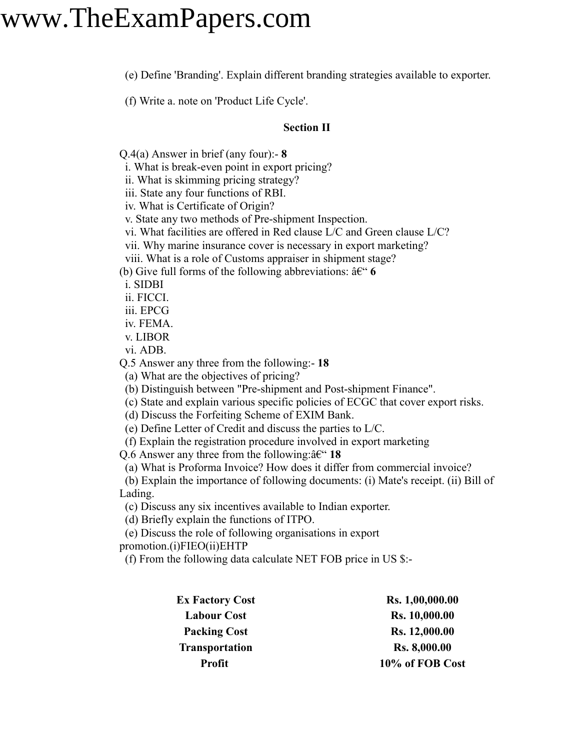(e) Define 'Branding'. Explain different branding strategies available to exporter.

(f) Write a. note on 'Product Life Cycle'.

## Section II

Q.4(a) Answer in brief (any four):- **8**

i. What is break-even point in export pricing?
ii. What is skimming pricing strategy?
iii. State any four functions of RBI.
iv. What is Certificate of Origin?
v. State any two methods of Pre-shipment Inspection.
vi. What facilities are offered in Red clause L/C and Green clause L/C?
vii. Why marine insurance cover is necessary in export marketing?
viii. What is a role of Customs appraiser in shipment stage?

(b) Give full forms of the following abbreviations: â€“ **6**

i. SIDBI
ii. FICCI.
iii. EPCG
iv. FEMA.
v. LIBOR
vi. ADB.

Q.5 Answer any three from the following:- **18**

(a) What are the objectives of pricing?
(b) Distinguish between "Pre-shipment and Post-shipment Finance".
(c) State and explain various specific policies of ECGC that cover export risks.
(d) Discuss the Forfeiting Scheme of EXIM Bank.
(e) Define Letter of Credit and discuss the parties to L/C.
(f) Explain the registration procedure involved in export marketing

Q.6 Answer any three from the following:â€“ **18**

(a) What is Proforma Invoice? How does it differ from commercial invoice?
(b) Explain the importance of following documents: (i) Mate's receipt. (ii) Bill of Lading.
(c) Discuss any six incentives available to Indian exporter.
(d) Briefly explain the functions of ITPO.
(e) Discuss the role of following organisations in export promotion.(i)FIEO(ii)EHTP
(f) From the following data calculate NET FOB price in US $:-

| | |
|---|---|
| **Ex Factory Cost** | **Rs. 1,00,000.00** |
| **Labour Cost** | **Rs. 10,000.00** |
| **Packing Cost** | **Rs. 12,000.00** |
| **Transportation** | **Rs. 8,000.00** |
| **Profit** | **10% of FOB Cost** |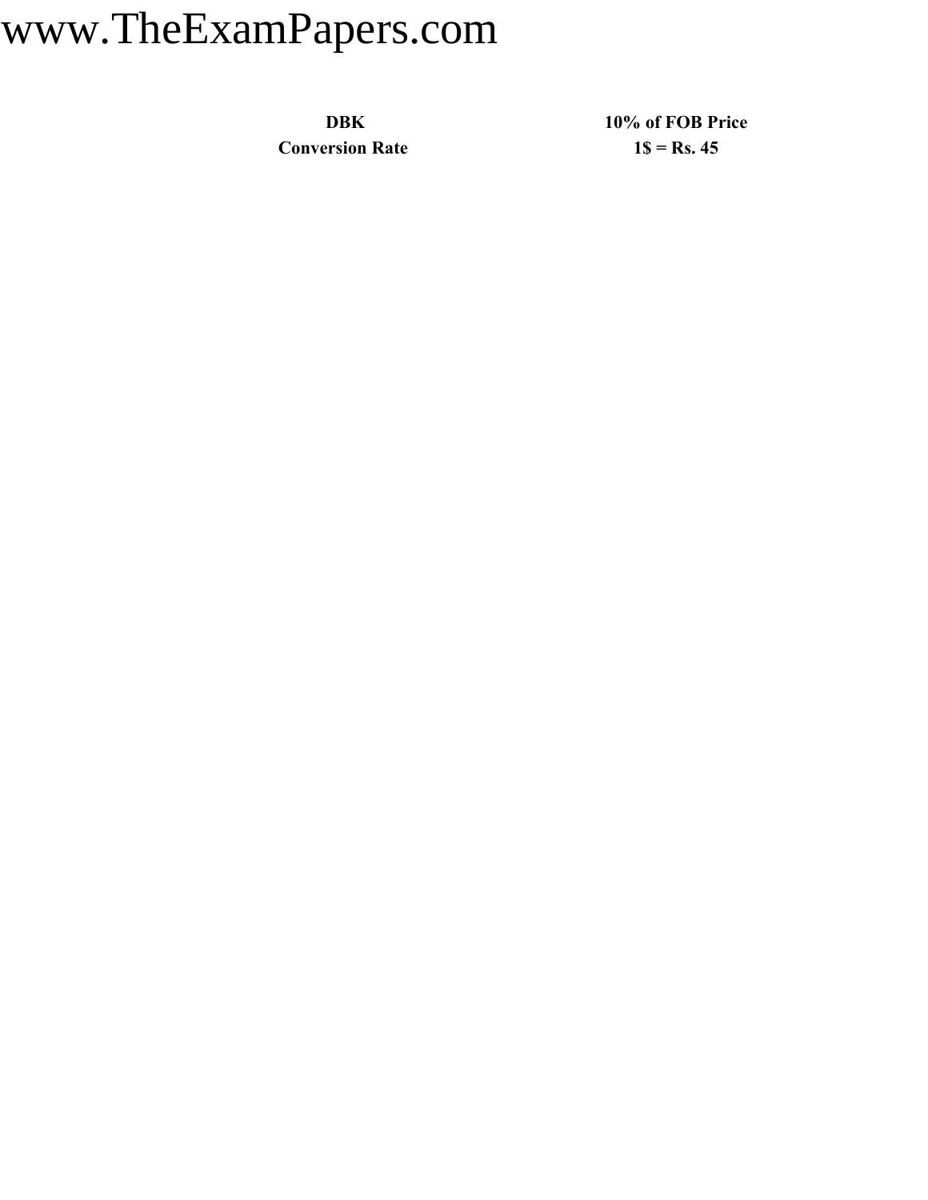| | |
|---|---|
| **DBK** | **10% of FOB Price** |
| **Conversion Rate** | **1$ = Rs. 45** |